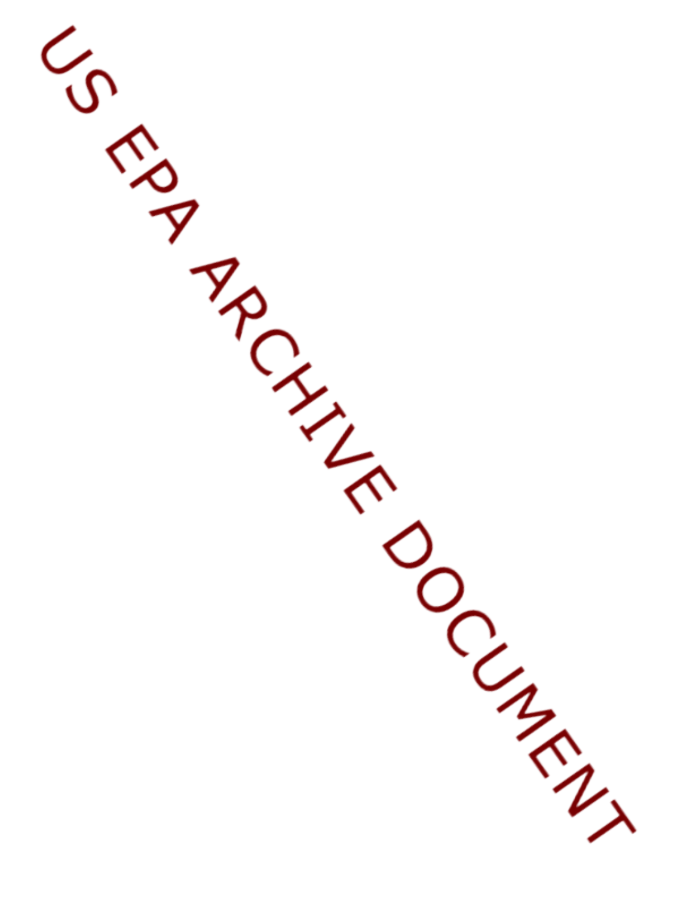US EPA ARCHIVE DOCUMENT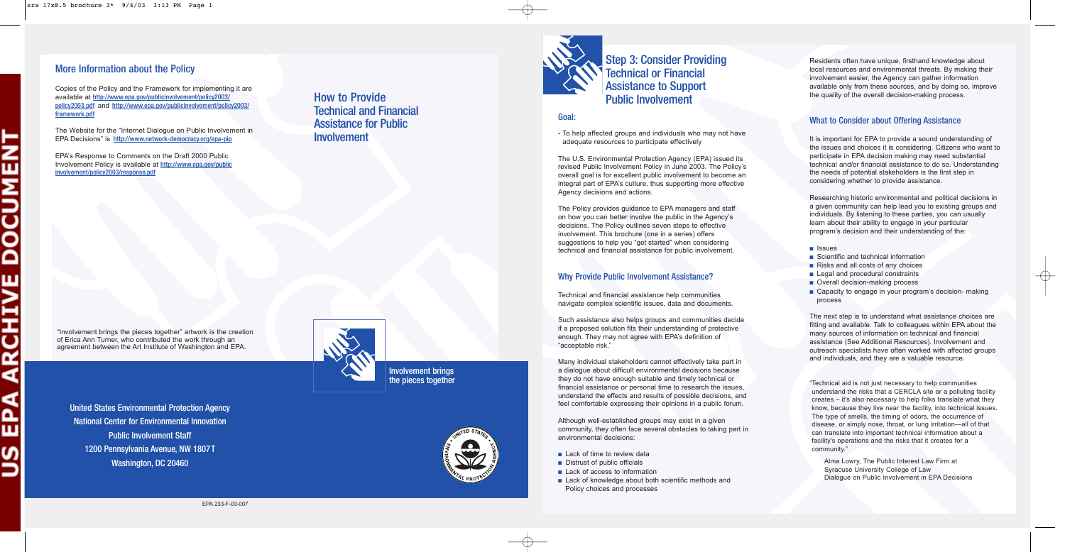## More Information about the Policy

Copies of the Policy and the Framework for implementing it are available at http://www.epa.gov/publicinvolvement/policy2003/policy2003.pdf and http://www.epa.gov/publicinvolvement/policy2003/framework.pdf

The Website for the "Internet Dialogue on Public Involvement in EPA Decisions" is http://www.network-democracy.org/epa-pip

EPA's Response to Comments on the Draft 2000 Public Involvement Policy is available at http://www.epa.gov/publicinvolvement/policy2003/response.pdf

"Involvement brings the pieces together" artwork is the creation of Erica Ann Turner, who contributed the work through an agreement between the Art Institute of Washington and EPA.

United States Environmental Protection Agency
National Center for Environmental Innovation
Public Involvement Staff
1200 Pennsylvania Avenue, NW 1807T
Washington, DC 20460

EPA 233-F-03-007

# How to Provide Technical and Financial Assistance for Public Involvement

Involvement brings the pieces together

## Step 3: Consider Providing Technical or Financial Assistance to Support Public Involvement

### Goal:

- To help affected groups and individuals who may not have adequate resources to participate effectively

The U.S. Environmental Protection Agency (EPA) issued its revised Public Involvement Policy in June 2003. The Policy's overall goal is for excellent public involvement to become an integral part of EPA's culture, thus supporting more effective Agency decisions and actions.

The Policy provides guidance to EPA managers and staff on how you can better involve the public in the Agency's decisions. The Policy outlines seven steps to effective involvement. This brochure (one in a series) offers suggestions to help you "get started" when considering technical and financial assistance for public involvement.

### Why Provide Public Involvement Assistance?

Technical and financial assistance help communities navigate complex scientific issues, data and documents.

Such assistance also helps groups and communities decide if a proposed solution fits their understanding of protective enough. They may not agree with EPA's definition of "acceptable risk."

Many individual stakeholders cannot effectively take part in a dialogue about difficult environmental decisions because they do not have enough suitable and timely technical or financial assistance or personal time to research the issues, understand the effects and results of possible decisions, and feel comfortable expressing their opinions in a public forum.

Although well-established groups may exist in a given community, they often face several obstacles to taking part in environmental decisions:

- Lack of time to review data
- Distrust of public officials
- Lack of access to information
- Lack of knowledge about both scientific methods and Policy choices and processes

Residents often have unique, firsthand knowledge about local resources and environmental threats. By making their involvement easier, the Agency can gather information available only from these sources, and by doing so, improve the quality of the overall decision-making process.

### What to Consider about Offering Assistance

It is important for EPA to provide a sound understanding of the issues and choices it is considering. Citizens who want to participate in EPA decision making may need substantial technical and/or financial assistance to do so. Understanding the needs of potential stakeholders is the first step in considering whether to provide assistance.

Researching historic environmental and political decisions in a given community can help lead you to existing groups and individuals. By listening to these parties, you can usually learn about their ability to engage in your particular program's decision and their understanding of the:

- Issues
- Scientific and technical information
- Risks and all costs of any choices
- Legal and procedural constraints
- Overall decision-making process
- Capacity to engage in your program's decision- making process

The next step is to understand what assistance choices are fitting and available. Talk to colleagues within EPA about the many sources of information on technical and financial assistance (See Additional Resources). Involvement and outreach specialists have often worked with affected groups and individuals, and they are a valuable resource.

"Technical aid is not just necessary to help communities understand the risks that a CERCLA site or a polluting facility creates – it's also necessary to help folks translate what they know, because they live near the facility, into technical issues. The type of smells, the timing of odors, the occurrence of disease, or simply nose, throat, or lung irritation—all of that can translate into important technical information about a facility's operations and the risks that it creates for a community."

Alma Lowry, The Public Interest Law Firm at Syracuse University College of Law
Dialogue on Public Involvement in EPA Decisions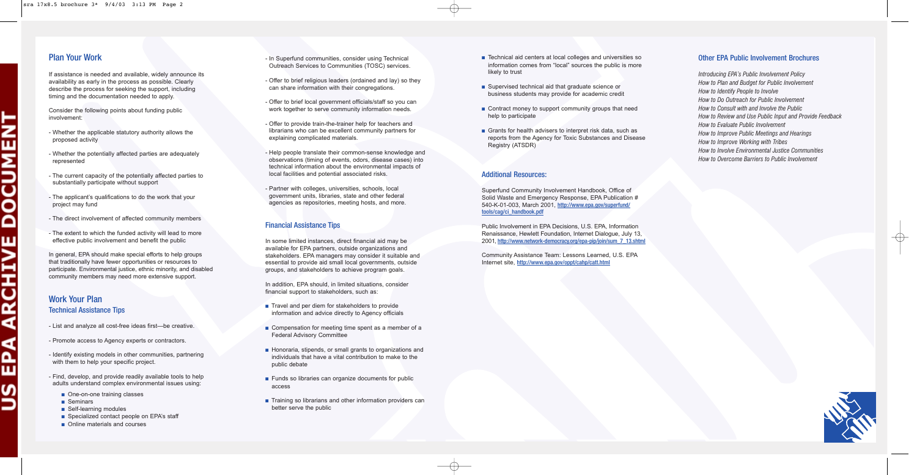## Plan Your Work

If assistance is needed and available, widely announce its availability as early in the process as possible. Clearly describe the process for seeking the support, including timing and the documentation needed to apply.

Consider the following points about funding public involvement:

- Whether the applicable statutory authority allows the proposed activity
- Whether the potentially affected parties are adequately represented
- The current capacity of the potentially affected parties to substantially participate without support
- The applicant's qualifications to do the work that your project may fund
- The direct involvement of affected community members
- The extent to which the funded activity will lead to more effective public involvement and benefit the public

In general, EPA should make special efforts to help groups that traditionally have fewer opportunities or resources to participate. Environmental justice, ethnic minority, and disabled community members may need more extensive support.

## Work Your Plan

### Technical Assistance Tips

- List and analyze all cost-free ideas first—be creative.
- Promote access to Agency experts or contractors.
- Identify existing models in other communities, partnering with them to help your specific project.
- Find, develop, and provide readily available tools to help adults understand complex environmental issues using:
    - One-on-one training classes
    - Seminars
    - Self-learning modules
    - Specialized contact people on EPA's staff
    - Online materials and courses
- In Superfund communities, consider using Technical Outreach Services to Communities (TOSC) services.
- Offer to brief religious leaders (ordained and lay) so they can share information with their congregations.
- Offer to brief local government officials/staff so you can work together to serve community information needs.
- Offer to provide train-the-trainer help for teachers and librarians who can be excellent community partners for explaining complicated materials.
- Help people translate their common-sense knowledge and observations (timing of events, odors, disease cases) into technical information about the environmental impacts of local facilities and potential associated risks.
- Partner with colleges, universities, schools, local government units, libraries, state and other federal agencies as repositories, meeting hosts, and more.

### Financial Assistance Tips

In some limited instances, direct financial aid may be available for EPA partners, outside organizations and stakeholders. EPA managers may consider it suitable and essential to provide aid small local governments, outside groups, and stakeholders to achieve program goals.

In addition, EPA should, in limited situations, consider financial support to stakeholders, such as:

- Travel and per diem for stakeholders to provide information and advice directly to Agency officials
- Compensation for meeting time spent as a member of a Federal Advisory Committee
- Honoraria, stipends, or small grants to organizations and individuals that have a vital contribution to make to the public debate
- Funds so libraries can organize documents for public access
- Training so librarians and other information providers can better serve the public
- Technical aid centers at local colleges and universities so information comes from "local" sources the public is more likely to trust
- Supervised technical aid that graduate science or business students may provide for academic credit
- Contract money to support community groups that need help to participate
- Grants for health advisers to interpret risk data, such as reports from the Agency for Toxic Substances and Disease Registry (ATSDR)

### Additional Resources:

Superfund Community Involvement Handbook, Office of Solid Waste and Emergency Response, EPA Publication # 540-K-01-003, March 2001, http://www.epa.gov/superfund/tools/cag/ci_handbook.pdf

Public Involvement in EPA Decisions, U.S. EPA, Information Renaissance, Hewlett Foundation, Internet Dialogue, July 13, 2001, http://www.network-democracy.org/epa-pip/join/sum_7_13.shtml

Community Assistance Team: Lessons Learned, U.S. EPA Internet site, http://www.epa.gov/oppt/cahp/catt.html

### Other EPA Public Involvement Brochures

*Introducing EPA's Public Involvement Policy*
*How to Plan and Budget for Public Involvement*
*How to Identify People to Involve*
*How to Do Outreach for Public Involvement*
*How to Consult with and Involve the Public*
*How to Review and Use Public Input and Provide Feedback*
*How to Evaluate Public Involvement*
*How to Improve Public Meetings and Hearings*
*How to Improve Working with Tribes*
*How to Involve Environmental Justice Communities*
*How to Overcome Barriers to Public Involvement*